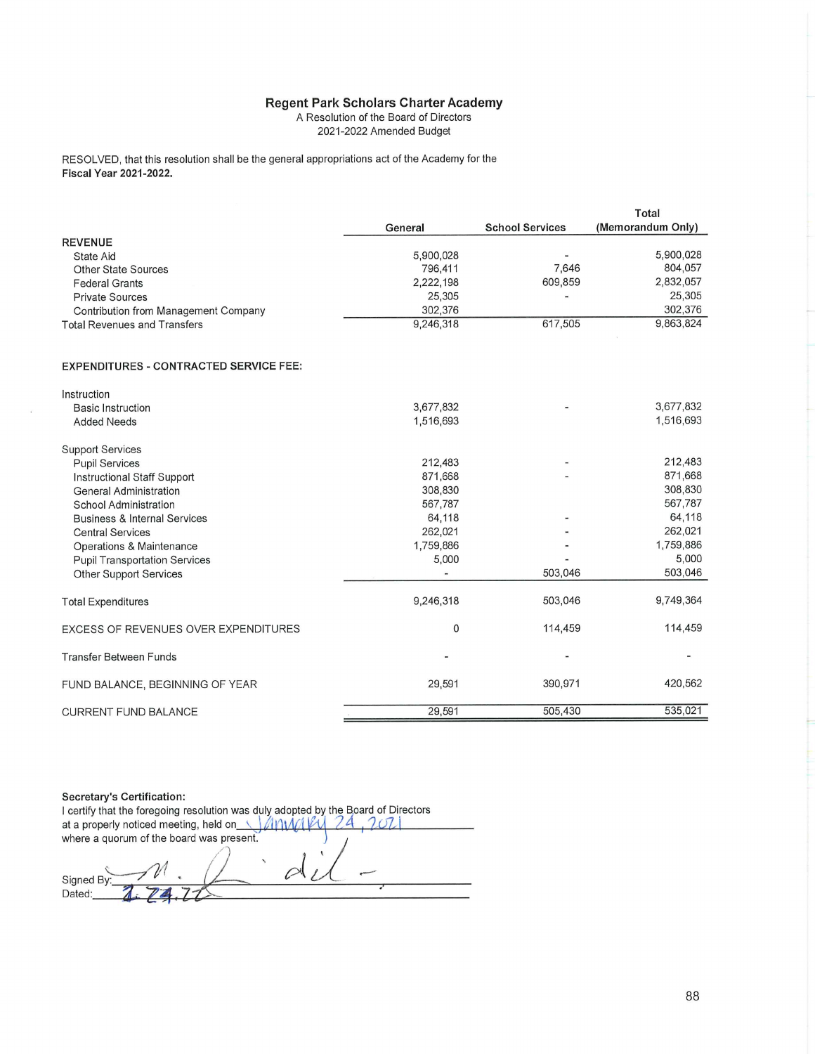# Regent Park Scholars Charter Academy

A Resolution of the Board of Directors

2021-2022 Amended Budget

RESOLVED, that this resolution shall be the general appropriations act of the Academy for the **Fiscal Year 2021-2022.**

| | General | School Services | Total (Memorandum Only) |
|---|---|---|---|
| **REVENUE** | | | |
| State Aid | 5,900,028 | - | 5,900,028 |
| Other State Sources | 796,411 | 7,646 | 804,057 |
| Federal Grants | 2,222,198 | 609,859 | 2,832,057 |
| Private Sources | 25,305 | - | 25,305 |
| Contribution from Management Company | 302,376 | | 302,376 |
| Total Revenues and Transfers | 9,246,318 | 617,505 | 9,863,824 |
| | | | |
| **EXPENDITURES - CONTRACTED SERVICE FEE:** | | | |
| | | | |
| Instruction | | | |
| Basic Instruction | 3,677,832 | - | 3,677,832 |
| Added Needs | 1,516,693 | | 1,516,693 |
| | | | |
| Support Services | | | |
| Pupil Services | 212,483 | - | 212,483 |
| Instructional Staff Support | 871,668 | - | 871,668 |
| General Administration | 308,830 | | 308,830 |
| School Administration | 567,787 | | 567,787 |
| Business & Internal Services | 64,118 | - | 64,118 |
| Central Services | 262,021 | - | 262,021 |
| Operations & Maintenance | 1,759,886 | - | 1,759,886 |
| Pupil Transportation Services | 5,000 | - | 5,000 |
| Other Support Services | - | 503,046 | 503,046 |
| | | | |
| Total Expenditures | 9,246,318 | 503,046 | 9,749,364 |
| | | | |
| EXCESS OF REVENUES OVER EXPENDITURES | 0 | 114,459 | 114,459 |
| | | | |
| Transfer Between Funds | - | - | - |
| | | | |
| FUND BALANCE, BEGINNING OF YEAR | 29,591 | 390,971 | 420,562 |
| | | | |
| CURRENT FUND BALANCE | 29,591 | 505,430 | 535,021 |

**Secretary's Certification:**

I certify that the foregoing resolution was duly adopted by the Board of Directors at a properly noticed meeting, held on January 24, 2021 where a quorum of the board was present.

Signed By: [signature]

Dated: 1.24.22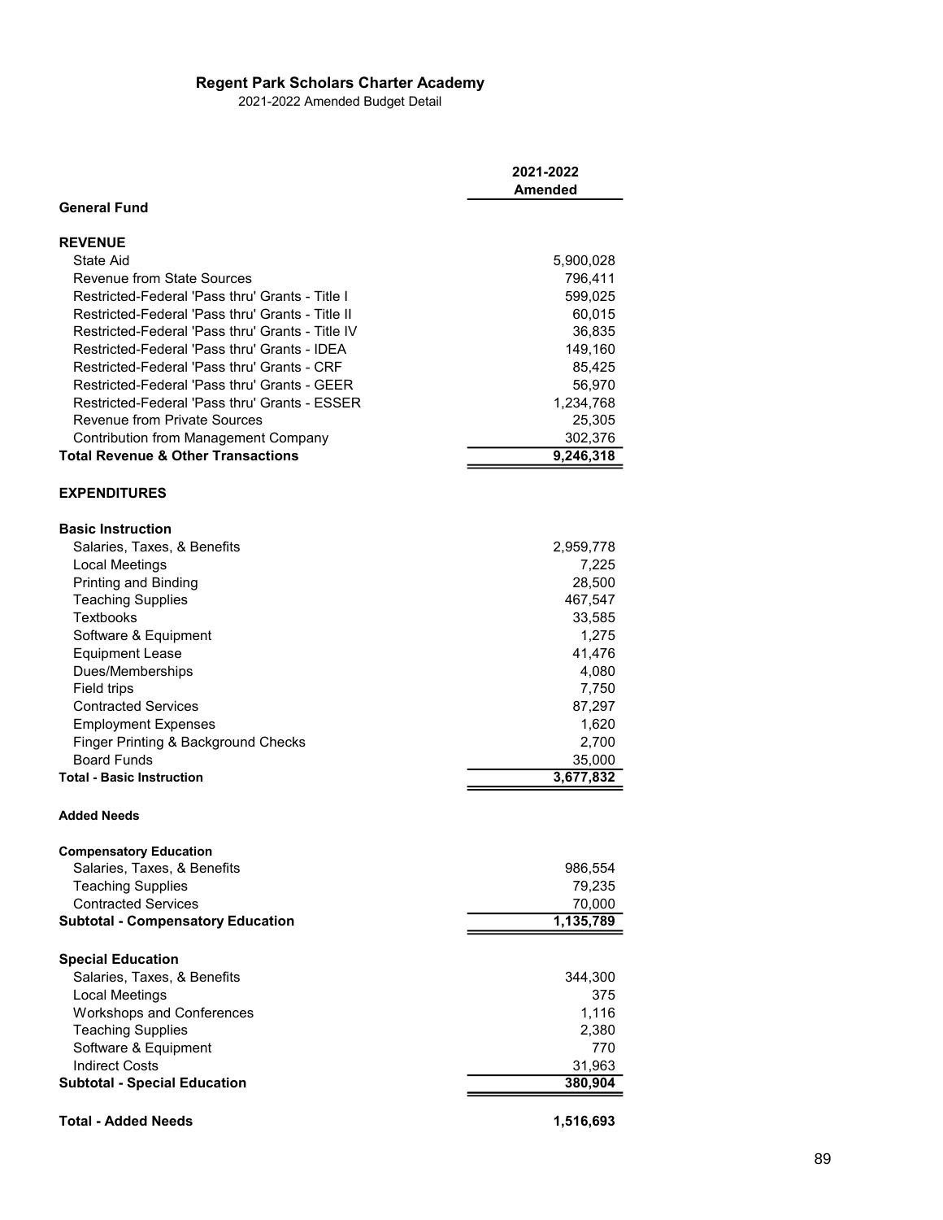**Regent Park Scholars Charter Academy**

2021-2022 Amended Budget Detail

| | 2021-2022 Amended |
|---|---|
| **General Fund** | |
| | |
| **REVENUE** | |
| State Aid | 5,900,028 |
| Revenue from State Sources | 796,411 |
| Restricted-Federal 'Pass thru' Grants - Title I | 599,025 |
| Restricted-Federal 'Pass thru' Grants - Title II | 60,015 |
| Restricted-Federal 'Pass thru' Grants - Title IV | 36,835 |
| Restricted-Federal 'Pass thru' Grants - IDEA | 149,160 |
| Restricted-Federal 'Pass thru' Grants - CRF | 85,425 |
| Restricted-Federal 'Pass thru' Grants - GEER | 56,970 |
| Restricted-Federal 'Pass thru' Grants - ESSER | 1,234,768 |
| Revenue from Private Sources | 25,305 |
| Contribution from Management Company | 302,376 |
| **Total Revenue & Other Transactions** | **9,246,318** |
| | |
| **EXPENDITURES** | |
| | |
| **Basic Instruction** | |
| Salaries, Taxes, & Benefits | 2,959,778 |
| Local Meetings | 7,225 |
| Printing and Binding | 28,500 |
| Teaching Supplies | 467,547 |
| Textbooks | 33,585 |
| Software & Equipment | 1,275 |
| Equipment Lease | 41,476 |
| Dues/Memberships | 4,080 |
| Field trips | 7,750 |
| Contracted Services | 87,297 |
| Employment Expenses | 1,620 |
| Finger Printing & Background Checks | 2,700 |
| Board Funds | 35,000 |
| **Total - Basic Instruction** | **3,677,832** |
| | |
| **Added Needs** | |
| | |
| **Compensatory Education** | |
| Salaries, Taxes, & Benefits | 986,554 |
| Teaching Supplies | 79,235 |
| Contracted Services | 70,000 |
| **Subtotal - Compensatory Education** | **1,135,789** |
| | |
| **Special Education** | |
| Salaries, Taxes, & Benefits | 344,300 |
| Local Meetings | 375 |
| Workshops and Conferences | 1,116 |
| Teaching Supplies | 2,380 |
| Software & Equipment | 770 |
| Indirect Costs | 31,963 |
| **Subtotal - Special Education** | **380,904** |
| | |
| **Total - Added Needs** | **1,516,693** |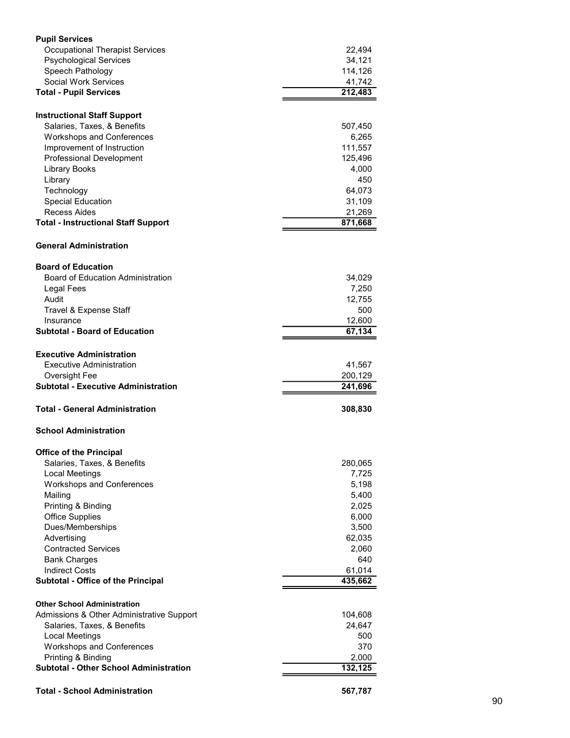| | |
|---|---|
| **Pupil Services** | |
| Occupational Therapist Services | 22,494 |
| Psychological Services | 34,121 |
| Speech Pathology | 114,126 |
| Social Work Services | 41,742 |
| **Total - Pupil Services** | **212,483** |
| | |
| **Instructional Staff Support** | |
| Salaries, Taxes, & Benefits | 507,450 |
| Workshops and Conferences | 6,265 |
| Improvement of Instruction | 111,557 |
| Professional Development | 125,496 |
| Library Books | 4,000 |
| Library | 450 |
| Technology | 64,073 |
| Special Education | 31,109 |
| Recess Aides | 21,269 |
| **Total - Instructional Staff Support** | **871,668** |
| | |
| **General Administration** | |
| | |
| **Board of Education** | |
| Board of Education Administration | 34,029 |
| Legal Fees | 7,250 |
| Audit | 12,755 |
| Travel & Expense Staff | 500 |
| Insurance | 12,600 |
| **Subtotal - Board of Education** | **67,134** |
| | |
| **Executive Administration** | |
| Executive Administration | 41,567 |
| Oversight Fee | 200,129 |
| **Subtotal - Executive Administration** | **241,696** |
| | |
| **Total - General Administration** | **308,830** |
| | |
| **School Administration** | |
| | |
| **Office of the Principal** | |
| Salaries, Taxes, & Benefits | 280,065 |
| Local Meetings | 7,725 |
| Workshops and Conferences | 5,198 |
| Mailing | 5,400 |
| Printing & Binding | 2,025 |
| Office Supplies | 6,000 |
| Dues/Memberships | 3,500 |
| Advertising | 62,035 |
| Contracted Services | 2,060 |
| Bank Charges | 640 |
| Indirect Costs | 61,014 |
| **Subtotal - Office of the Principal** | **435,662** |
| | |
| **Other School Administration** | |
| Admissions & Other Administrative Support | 104,608 |
| Salaries, Taxes, & Benefits | 24,647 |
| Local Meetings | 500 |
| Workshops and Conferences | 370 |
| Printing & Binding | 2,000 |
| **Subtotal - Other School Administration** | **132,125** |
| | |
| **Total - School Administration** | **567,787** |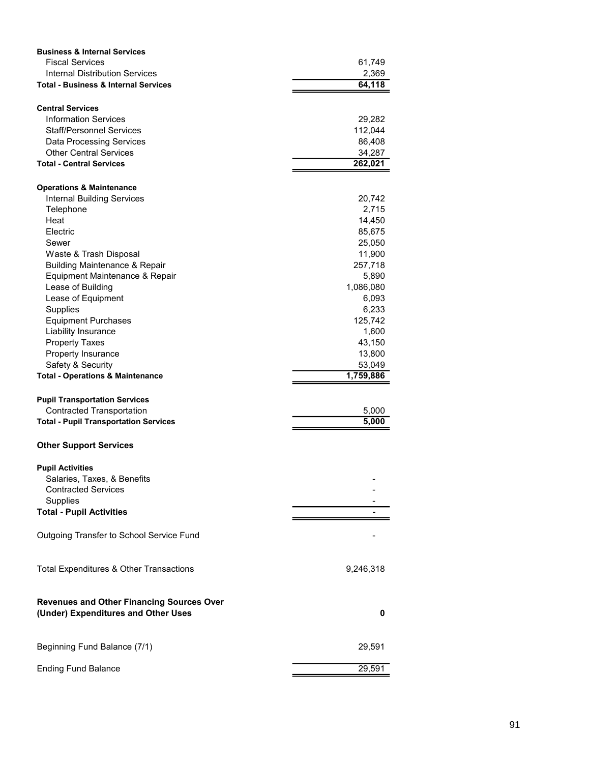| | |
|---|---|
| **Business & Internal Services** | |
| Fiscal Services | 61,749 |
| Internal Distribution Services | 2,369 |
| **Total - Business & Internal Services** | **64,118** |
| | |
| **Central Services** | |
| Information Services | 29,282 |
| Staff/Personnel Services | 112,044 |
| Data Processing Services | 86,408 |
| Other Central Services | 34,287 |
| **Total - Central Services** | **262,021** |
| | |
| **Operations & Maintenance** | |
| Internal Building Services | 20,742 |
| Telephone | 2,715 |
| Heat | 14,450 |
| Electric | 85,675 |
| Sewer | 25,050 |
| Waste & Trash Disposal | 11,900 |
| Building Maintenance & Repair | 257,718 |
| Equipment Maintenance & Repair | 5,890 |
| Lease of Building | 1,086,080 |
| Lease of Equipment | 6,093 |
| Supplies | 6,233 |
| Equipment Purchases | 125,742 |
| Liability Insurance | 1,600 |
| Property Taxes | 43,150 |
| Property Insurance | 13,800 |
| Safety & Security | 53,049 |
| **Total - Operations & Maintenance** | **1,759,886** |
| | |
| **Pupil Transportation Services** | |
| Contracted Transportation | 5,000 |
| **Total - Pupil Transportation Services** | **5,000** |
| | |
| **Other Support Services** | |
| | |
| **Pupil Activities** | |
| Salaries, Taxes, & Benefits | - |
| Contracted Services | - |
| Supplies | - |
| **Total - Pupil Activities** | **-** |
| | |
| Outgoing Transfer to School Service Fund | - |
| | |
| Total Expenditures & Other Transactions | 9,246,318 |
| | |
| **Revenues and Other Financing Sources Over (Under) Expenditures and Other Uses** | **0** |
| | |
| Beginning Fund Balance (7/1) | 29,591 |
| | |
| Ending Fund Balance | 29,591 |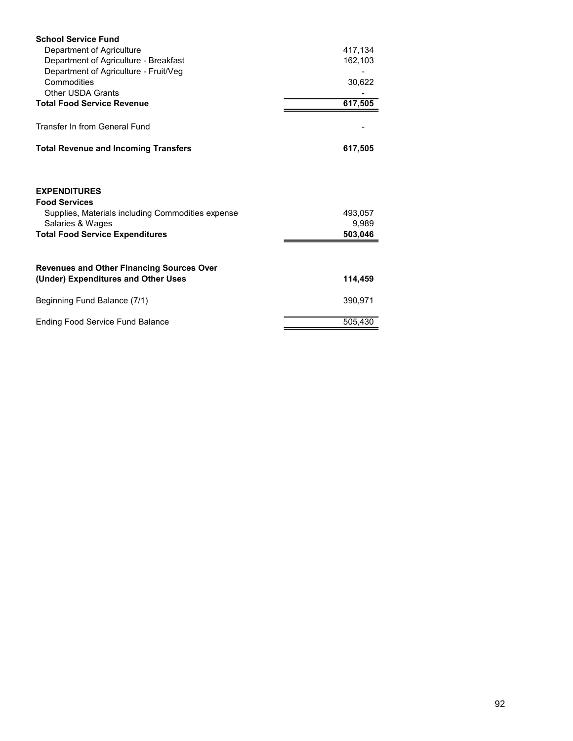| | |
|---|---|
| **School Service Fund** | |
| Department of Agriculture | 417,134 |
| Department of Agriculture - Breakfast | 162,103 |
| Department of Agriculture - Fruit/Veg | - |
| Commodities | 30,622 |
| Other USDA Grants | - |
| **Total Food Service Revenue** | **617,505** |
| | |
| Transfer In from General Fund | - |
| | |
| **Total Revenue and Incoming Transfers** | **617,505** |
| | |
| **EXPENDITURES** | |
| **Food Services** | |
| Supplies, Materials including Commodities expense | 493,057 |
| Salaries & Wages | 9,989 |
| **Total Food Service Expenditures** | **503,046** |
| | |
| **Revenues and Other Financing Sources Over (Under) Expenditures and Other Uses** | **114,459** |
| | |
| Beginning Fund Balance (7/1) | 390,971 |
| | |
| Ending Food Service Fund Balance | 505,430 |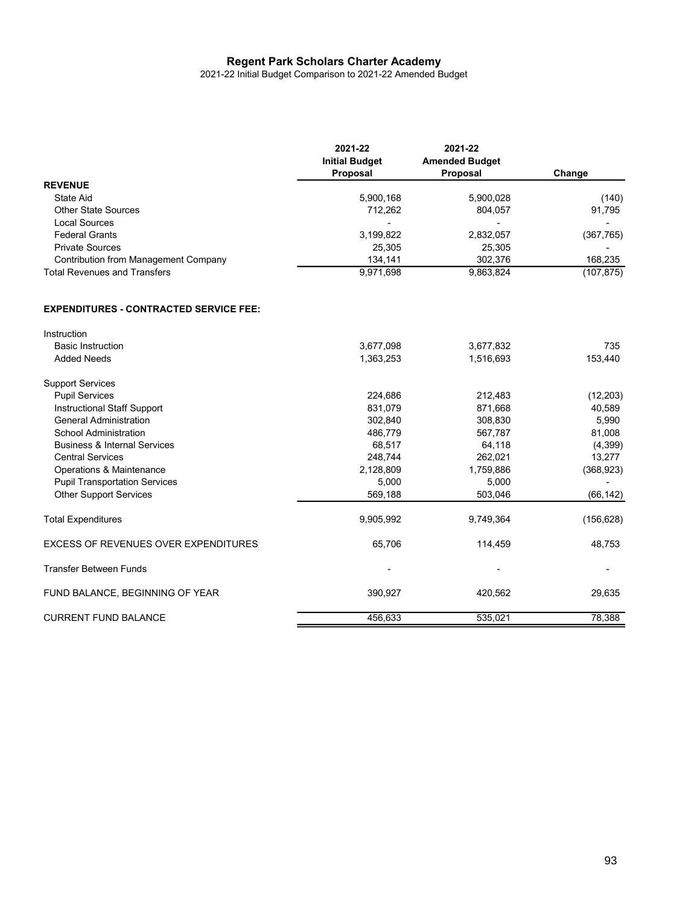# Regent Park Scholars Charter Academy

2021-22 Initial Budget Comparison to 2021-22 Amended Budget

| | 2021-22 Initial Budget Proposal | 2021-22 Amended Budget Proposal | Change |
|---|---|---|---|
| **REVENUE** | | | |
| State Aid | 5,900,168 | 5,900,028 | (140) |
| Other State Sources | 712,262 | 804,057 | 91,795 |
| Local Sources | - | - | - |
| Federal Grants | 3,199,822 | 2,832,057 | (367,765) |
| Private Sources | 25,305 | 25,305 | - |
| Contribution from Management Company | 134,141 | 302,376 | 168,235 |
| Total Revenues and Transfers | 9,971,698 | 9,863,824 | (107,875) |
| | | | |
| **EXPENDITURES - CONTRACTED SERVICE FEE:** | | | |
| Instruction | | | |
| Basic Instruction | 3,677,098 | 3,677,832 | 735 |
| Added Needs | 1,363,253 | 1,516,693 | 153,440 |
| Support Services | | | |
| Pupil Services | 224,686 | 212,483 | (12,203) |
| Instructional Staff Support | 831,079 | 871,668 | 40,589 |
| General Administration | 302,840 | 308,830 | 5,990 |
| School Administration | 486,779 | 567,787 | 81,008 |
| Business & Internal Services | 68,517 | 64,118 | (4,399) |
| Central Services | 248,744 | 262,021 | 13,277 |
| Operations & Maintenance | 2,128,809 | 1,759,886 | (368,923) |
| Pupil Transportation Services | 5,000 | 5,000 | - |
| Other Support Services | 569,188 | 503,046 | (66,142) |
| Total Expenditures | 9,905,992 | 9,749,364 | (156,628) |
| EXCESS OF REVENUES OVER EXPENDITURES | 65,706 | 114,459 | 48,753 |
| Transfer Between Funds | - | - | - |
| FUND BALANCE, BEGINNING OF YEAR | 390,927 | 420,562 | 29,635 |
| CURRENT FUND BALANCE | 456,633 | 535,021 | 78,388 |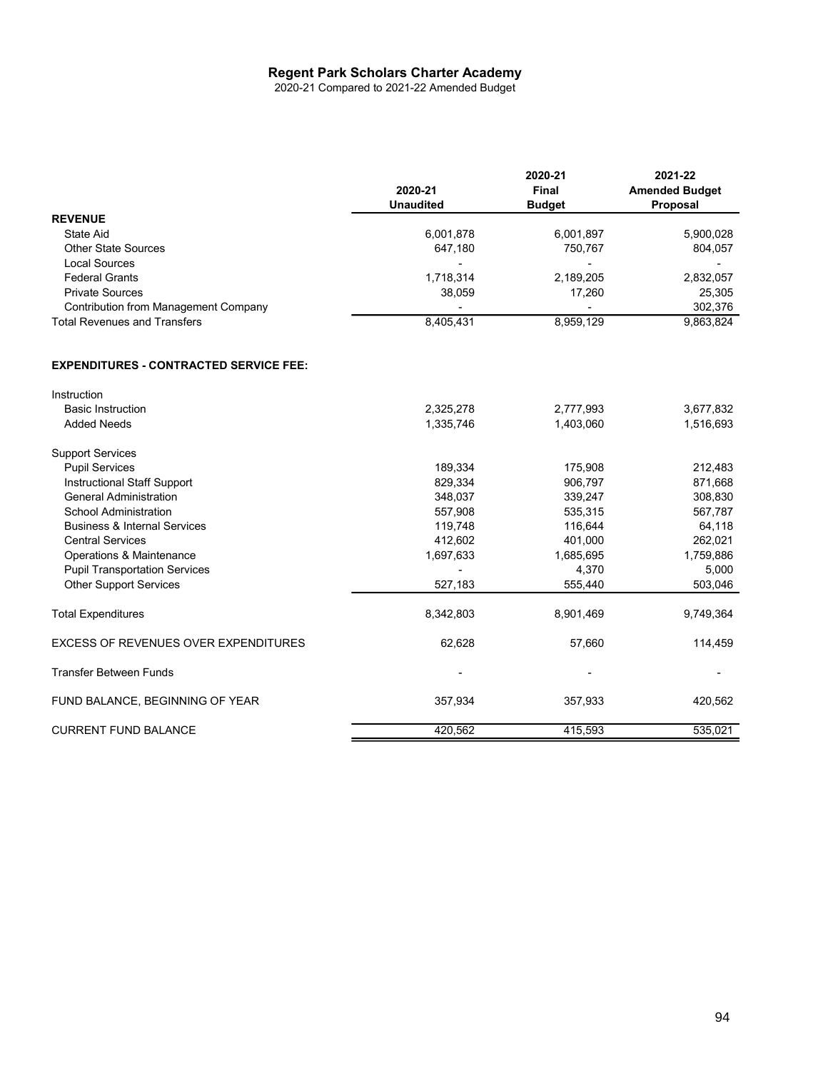# Regent Park Scholars Charter Academy

2020-21 Compared to 2021-22 Amended Budget

| | 2020-21 Unaudited | 2020-21 Final Budget | 2021-22 Amended Budget Proposal |
|---|---|---|---|
| **REVENUE** | | | |
| State Aid | 6,001,878 | 6,001,897 | 5,900,028 |
| Other State Sources | 647,180 | 750,767 | 804,057 |
| Local Sources | - | - | - |
| Federal Grants | 1,718,314 | 2,189,205 | 2,832,057 |
| Private Sources | 38,059 | 17,260 | 25,305 |
| Contribution from Management Company | - | - | 302,376 |
| Total Revenues and Transfers | 8,405,431 | 8,959,129 | 9,863,824 |
| | | | |
| **EXPENDITURES - CONTRACTED SERVICE FEE:** | | | |
| Instruction | | | |
| Basic Instruction | 2,325,278 | 2,777,993 | 3,677,832 |
| Added Needs | 1,335,746 | 1,403,060 | 1,516,693 |
| Support Services | | | |
| Pupil Services | 189,334 | 175,908 | 212,483 |
| Instructional Staff Support | 829,334 | 906,797 | 871,668 |
| General Administration | 348,037 | 339,247 | 308,830 |
| School Administration | 557,908 | 535,315 | 567,787 |
| Business & Internal Services | 119,748 | 116,644 | 64,118 |
| Central Services | 412,602 | 401,000 | 262,021 |
| Operations & Maintenance | 1,697,633 | 1,685,695 | 1,759,886 |
| Pupil Transportation Services | - | 4,370 | 5,000 |
| Other Support Services | 527,183 | 555,440 | 503,046 |
| Total Expenditures | 8,342,803 | 8,901,469 | 9,749,364 |
| EXCESS OF REVENUES OVER EXPENDITURES | 62,628 | 57,660 | 114,459 |
| Transfer Between Funds | - | - | - |
| FUND BALANCE, BEGINNING OF YEAR | 357,934 | 357,933 | 420,562 |
| CURRENT FUND BALANCE | 420,562 | 415,593 | 535,021 |